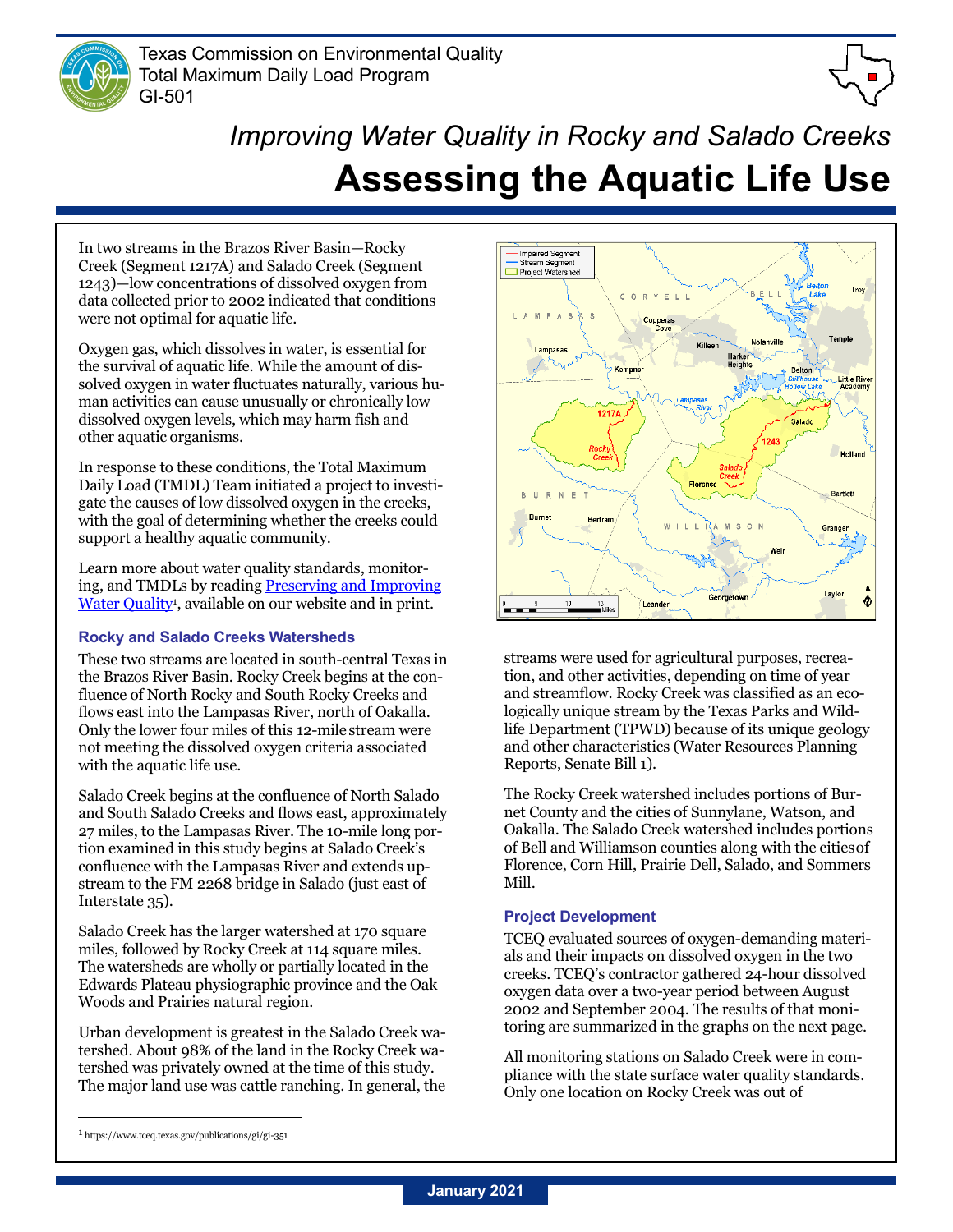Texas Commission on Environmental Quality
Total Maximum Daily Load Program
GI-501

# *Improving Water Quality in Rocky and Salado Creeks*
# Assessing the Aquatic Life Use

In two streams in the Brazos River Basin—Rocky Creek (Segment 1217A) and Salado Creek (Segment 1243)—low concentrations of dissolved oxygen from data collected prior to 2002 indicated that conditions were not optimal for aquatic life.

Oxygen gas, which dissolves in water, is essential for the survival of aquatic life. While the amount of dissolved oxygen in water fluctuates naturally, various human activities can cause unusually or chronically low dissolved oxygen levels, which may harm fish and other aquatic organisms.

In response to these conditions, the Total Maximum Daily Load (TMDL) Team initiated a project to investigate the causes of low dissolved oxygen in the creeks, with the goal of determining whether the creeks could support a healthy aquatic community.

Learn more about water quality standards, monitoring, and TMDLs by reading Preserving and Improving Water Quality[1], available on our website and in print.

### Rocky and Salado Creeks Watersheds

These two streams are located in south-central Texas in the Brazos River Basin. Rocky Creek begins at the confluence of North Rocky and South Rocky Creeks and flows east into the Lampasas River, north of Oakalla. Only the lower four miles of this 12-mile stream were not meeting the dissolved oxygen criteria associated with the aquatic life use.

Salado Creek begins at the confluence of North Salado and South Salado Creeks and flows east, approximately 27 miles, to the Lampasas River. The 10-mile long portion examined in this study begins at Salado Creek's confluence with the Lampasas River and extends upstream to the FM 2268 bridge in Salado (just east of Interstate 35).

Salado Creek has the larger watershed at 170 square miles, followed by Rocky Creek at 114 square miles. The watersheds are wholly or partially located in the Edwards Plateau physiographic province and the Oak Woods and Prairies natural region.

Urban development is greatest in the Salado Creek watershed. About 98% of the land in the Rocky Creek watershed was privately owned at the time of this study. The major land use was cattle ranching. In general, the streams were used for agricultural purposes, recreation, and other activities, depending on time of year and streamflow. Rocky Creek was classified as an ecologically unique stream by the Texas Parks and Wildlife Department (TPWD) because of its unique geology and other characteristics (Water Resources Planning Reports, Senate Bill 1).

The Rocky Creek watershed includes portions of Burnet County and the cities of Sunnylane, Watson, and Oakalla. The Salado Creek watershed includes portions of Bell and Williamson counties along with the cities of Florence, Corn Hill, Prairie Dell, Salado, and Sommers Mill.

### Project Development

TCEQ evaluated sources of oxygen-demanding materials and their impacts on dissolved oxygen in the two creeks. TCEQ's contractor gathered 24-hour dissolved oxygen data over a two-year period between August 2002 and September 2004. The results of that monitoring are summarized in the graphs on the next page.

All monitoring stations on Salado Creek were in compliance with the state surface water quality standards. Only one location on Rocky Creek was out of

[1] https://www.tceq.texas.gov/publications/gi/gi-351

January 2021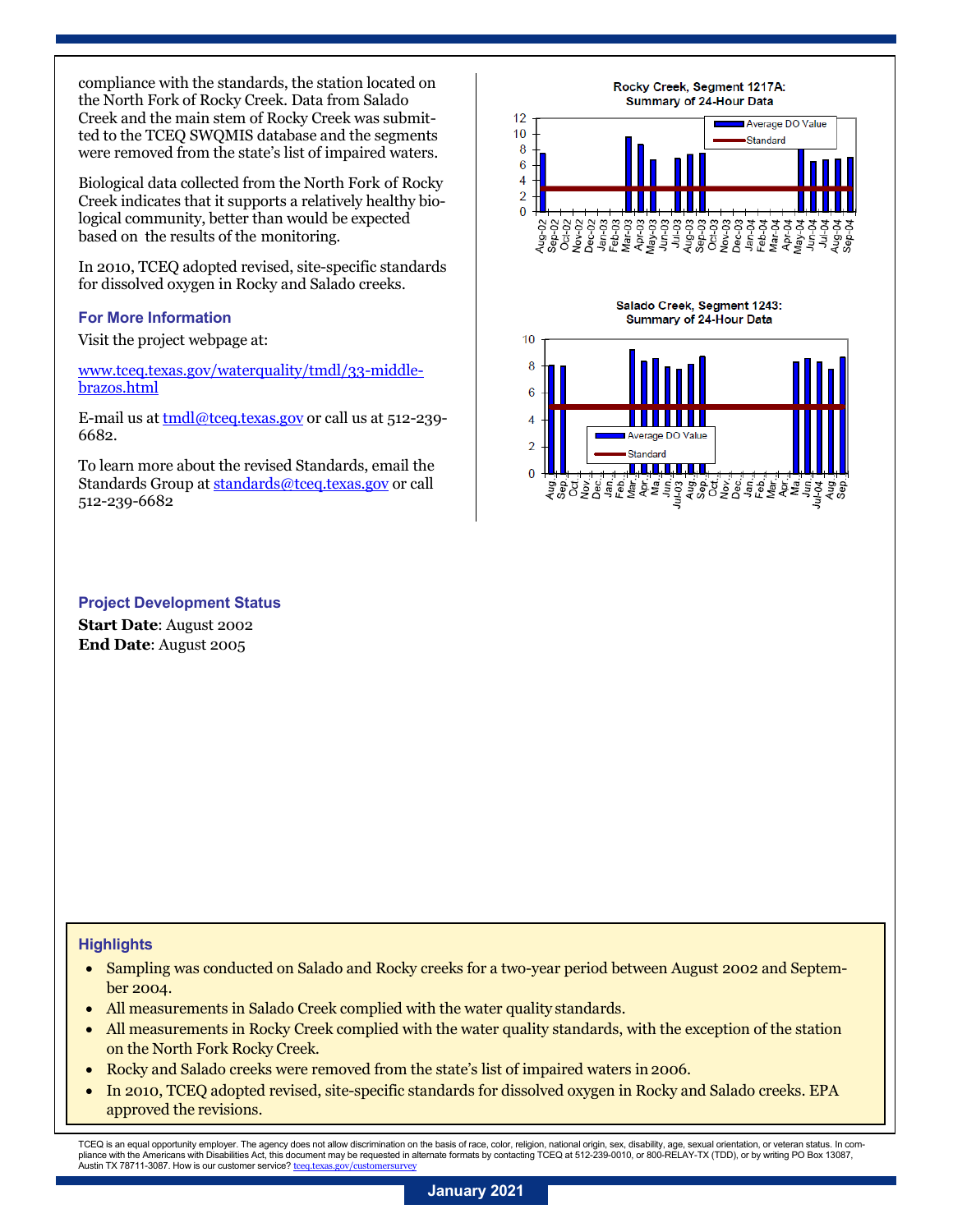compliance with the standards, the station located on the North Fork of Rocky Creek. Data from Salado Creek and the main stem of Rocky Creek was submitted to the TCEQ SWQMIS database and the segments were removed from the state's list of impaired waters.

Biological data collected from the North Fork of Rocky Creek indicates that it supports a relatively healthy biological community, better than would be expected based on the results of the monitoring.

In 2010, TCEQ adopted revised, site-specific standards for dissolved oxygen in Rocky and Salado creeks.

### For More Information

Visit the project webpage at:

[www.tceq.texas.gov/waterquality/tmdl/33-middle-brazos.html](www.tceq.texas.gov/waterquality/tmdl/33-middle-brazos.html)

E-mail us at [tmdl@tceq.texas.gov](mailto:tmdl@tceq.texas.gov) or call us at 512-239-6682.

To learn more about the revised Standards, email the Standards Group at [standards@tceq.texas.gov](mailto:standards@tceq.texas.gov) or call 512-239-6682

Rocky Creek, Segment 1217A:
Summary of 24-Hour Data

Average DO Value
Standard

0 2 4 6 8 10 12

Aug-02 Sep-02 Oct-02 Nov-02 Dec-02 Jan-03 Feb-03 Mar-03 Apr-03 May-03 Jun-03 Jul-03 Aug-03 Sep-03 Oct-03 Nov-03 Dec-03 Jan-04 Feb-04 Mar-04 Apr-04 May-04 Jun-04 Jul-04 Aug-04 Sep-04

Salado Creek, Segment 1243:
Summary of 24-Hour Data

Average DO Value
Standard

0 2 4 6 8 10

Aug Sep Oct Nov Dec Jan Feb Mar Apr Ma Jun Jul-03 Aug Sep Oct Nov Dec Jan Feb Mar Apr Ma Jun Jul-04 Aug Sep

### Project Development Status

**Start Date**: August 2002
**End Date**: August 2005

### Highlights

- Sampling was conducted on Salado and Rocky creeks for a two-year period between August 2002 and September 2004.
- All measurements in Salado Creek complied with the water quality standards.
- All measurements in Rocky Creek complied with the water quality standards, with the exception of the station on the North Fork Rocky Creek.
- Rocky and Salado creeks were removed from the state's list of impaired waters in 2006.
- In 2010, TCEQ adopted revised, site-specific standards for dissolved oxygen in Rocky and Salado creeks. EPA approved the revisions.

TCEQ is an equal opportunity employer. The agency does not allow discrimination on the basis of race, color, religion, national origin, sex, disability, age, sexual orientation, or veteran status. In compliance with the Americans with Disabilities Act, this document may be requested in alternate formats by contacting TCEQ at 512-239-0010, or 800-RELAY-TX (TDD), or by writing PO Box 13087, Austin TX 78711-3087. How is our customer service? [tceq.texas.gov/customersurvey](tceq.texas.gov/customersurvey)

January 2021